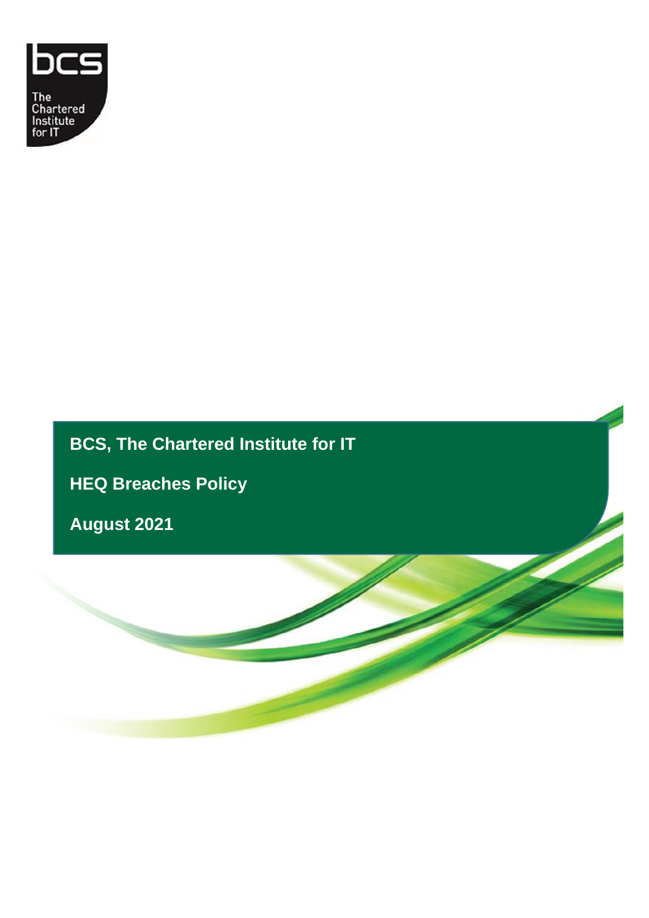# BCS, The Chartered Institute for IT

## HEQ Breaches Policy

**August 2021**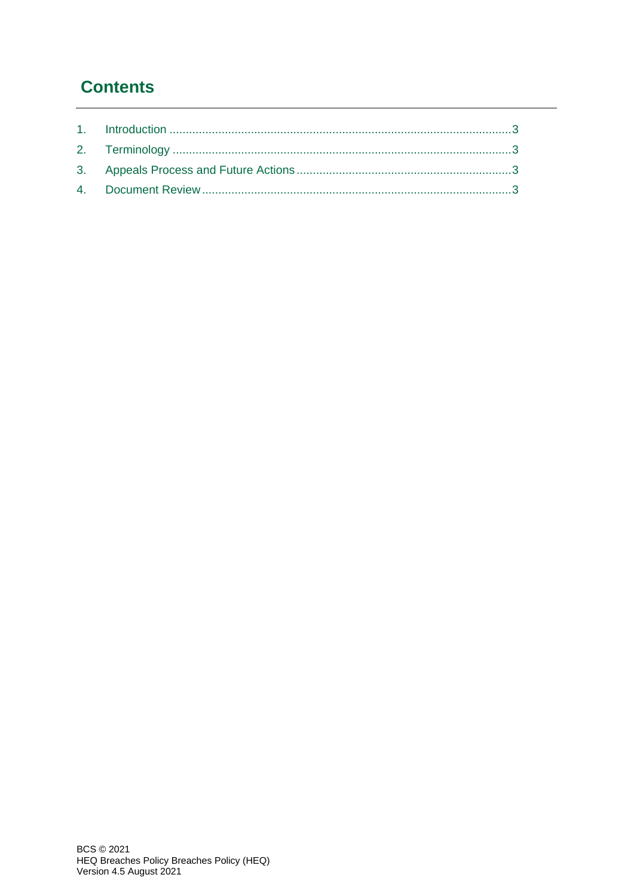# Contents

1. Introduction ........................................................................................................3
2. Terminology .......................................................................................................3
3. Appeals Process and Future Actions ..................................................................3
4. Document Review ..............................................................................................3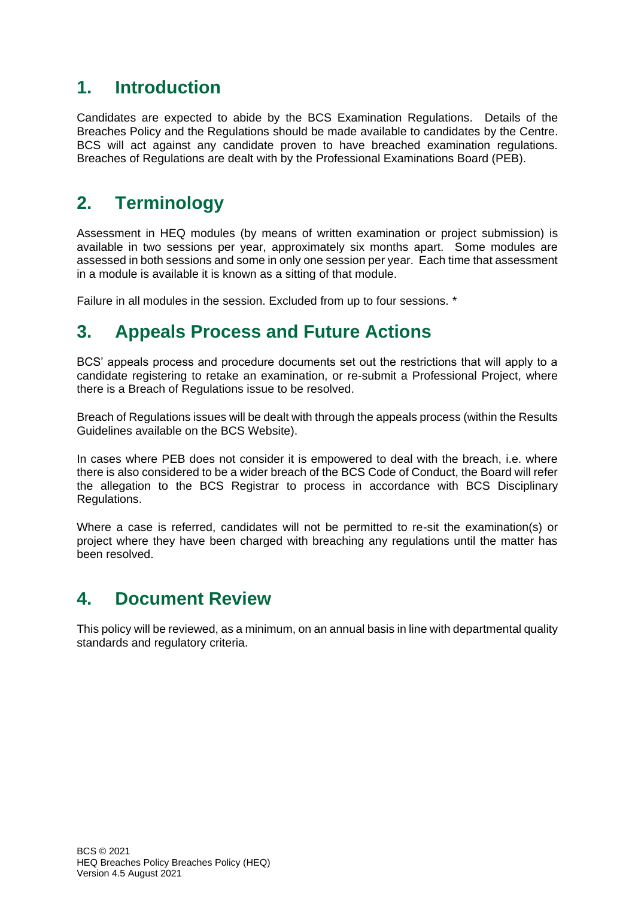## 1. Introduction

Candidates are expected to abide by the BCS Examination Regulations. Details of the Breaches Policy and the Regulations should be made available to candidates by the Centre. BCS will act against any candidate proven to have breached examination regulations. Breaches of Regulations are dealt with by the Professional Examinations Board (PEB).

## 2. Terminology

Assessment in HEQ modules (by means of written examination or project submission) is available in two sessions per year, approximately six months apart. Some modules are assessed in both sessions and some in only one session per year. Each time that assessment in a module is available it is known as a sitting of that module.

Failure in all modules in the session. Excluded from up to four sessions. *

## 3. Appeals Process and Future Actions

BCS' appeals process and procedure documents set out the restrictions that will apply to a candidate registering to retake an examination, or re-submit a Professional Project, where there is a Breach of Regulations issue to be resolved.

Breach of Regulations issues will be dealt with through the appeals process (within the Results Guidelines available on the BCS Website).

In cases where PEB does not consider it is empowered to deal with the breach, i.e. where there is also considered to be a wider breach of the BCS Code of Conduct, the Board will refer the allegation to the BCS Registrar to process in accordance with BCS Disciplinary Regulations.

Where a case is referred, candidates will not be permitted to re-sit the examination(s) or project where they have been charged with breaching any regulations until the matter has been resolved.

## 4. Document Review

This policy will be reviewed, as a minimum, on an annual basis in line with departmental quality standards and regulatory criteria.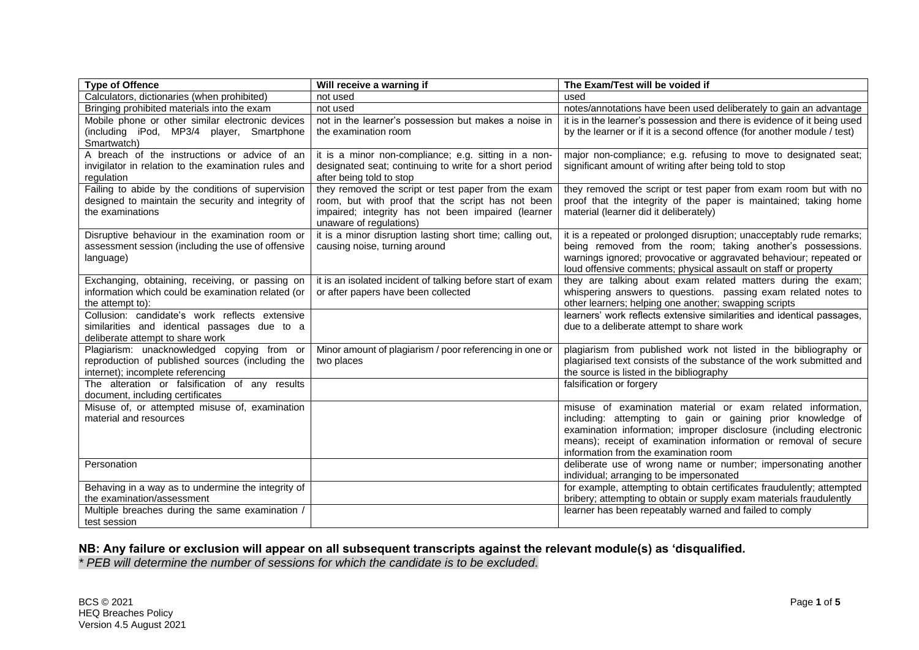| Type of Offence | Will receive a warning if | The Exam/Test will be voided if |
|---|---|---|
| Calculators, dictionaries (when prohibited) | not used | used |
| Bringing prohibited materials into the exam | not used | notes/annotations have been used deliberately to gain an advantage |
| Mobile phone or other similar electronic devices (including iPod, MP3/4 player, Smartphone Smartwatch) | not in the learner's possession but makes a noise in the examination room | it is in the learner's possession and there is evidence of it being used by the learner or if it is a second offence (for another module / test) |
| A breach of the instructions or advice of an invigilator in relation to the examination rules and regulation | it is a minor non-compliance; e.g. sitting in a non-designated seat; continuing to write for a short period after being told to stop | major non-compliance; e.g. refusing to move to designated seat; significant amount of writing after being told to stop |
| Failing to abide by the conditions of supervision designed to maintain the security and integrity of the examinations | they removed the script or test paper from the exam room, but with proof that the script has not been impaired; integrity has not been impaired (learner unaware of regulations) | they removed the script or test paper from exam room but with no proof that the integrity of the paper is maintained; taking home material (learner did it deliberately) |
| Disruptive behaviour in the examination room or assessment session (including the use of offensive language) | it is a minor disruption lasting short time; calling out, causing noise, turning around | it is a repeated or prolonged disruption; unacceptably rude remarks; being removed from the room; taking another's possessions. warnings ignored; provocative or aggravated behaviour; repeated or loud offensive comments; physical assault on staff or property |
| Exchanging, obtaining, receiving, or passing on information which could be examination related (or the attempt to): | it is an isolated incident of talking before start of exam or after papers have been collected | they are talking about exam related matters during the exam; whispering answers to questions. passing exam related notes to other learners; helping one another; swapping scripts |
| Collusion: candidate's work reflects extensive similarities and identical passages due to a deliberate attempt to share work | | learners' work reflects extensive similarities and identical passages, due to a deliberate attempt to share work |
| Plagiarism: unacknowledged copying from or reproduction of published sources (including the internet); incomplete referencing | Minor amount of plagiarism / poor referencing in one or two places | plagiarism from published work not listed in the bibliography or plagiarised text consists of the substance of the work submitted and the source is listed in the bibliography |
| The alteration or falsification of any results document, including certificates | | falsification or forgery |
| Misuse of, or attempted misuse of, examination material and resources | | misuse of examination material or exam related information, including: attempting to gain or gaining prior knowledge of examination information; improper disclosure (including electronic means); receipt of examination information or removal of secure information from the examination room |
| Personation | | deliberate use of wrong name or number; impersonating another individual; arranging to be impersonated |
| Behaving in a way as to undermine the integrity of the examination/assessment | | for example, attempting to obtain certificates fraudulently; attempted bribery; attempting to obtain or supply exam materials fraudulently |
| Multiple breaches during the same examination / test session | | learner has been repeatably warned and failed to comply |

**NB: Any failure or exclusion will appear on all subsequent transcripts against the relevant module(s) as 'disqualified.**

*\* PEB will determine the number of sessions for which the candidate is to be excluded.*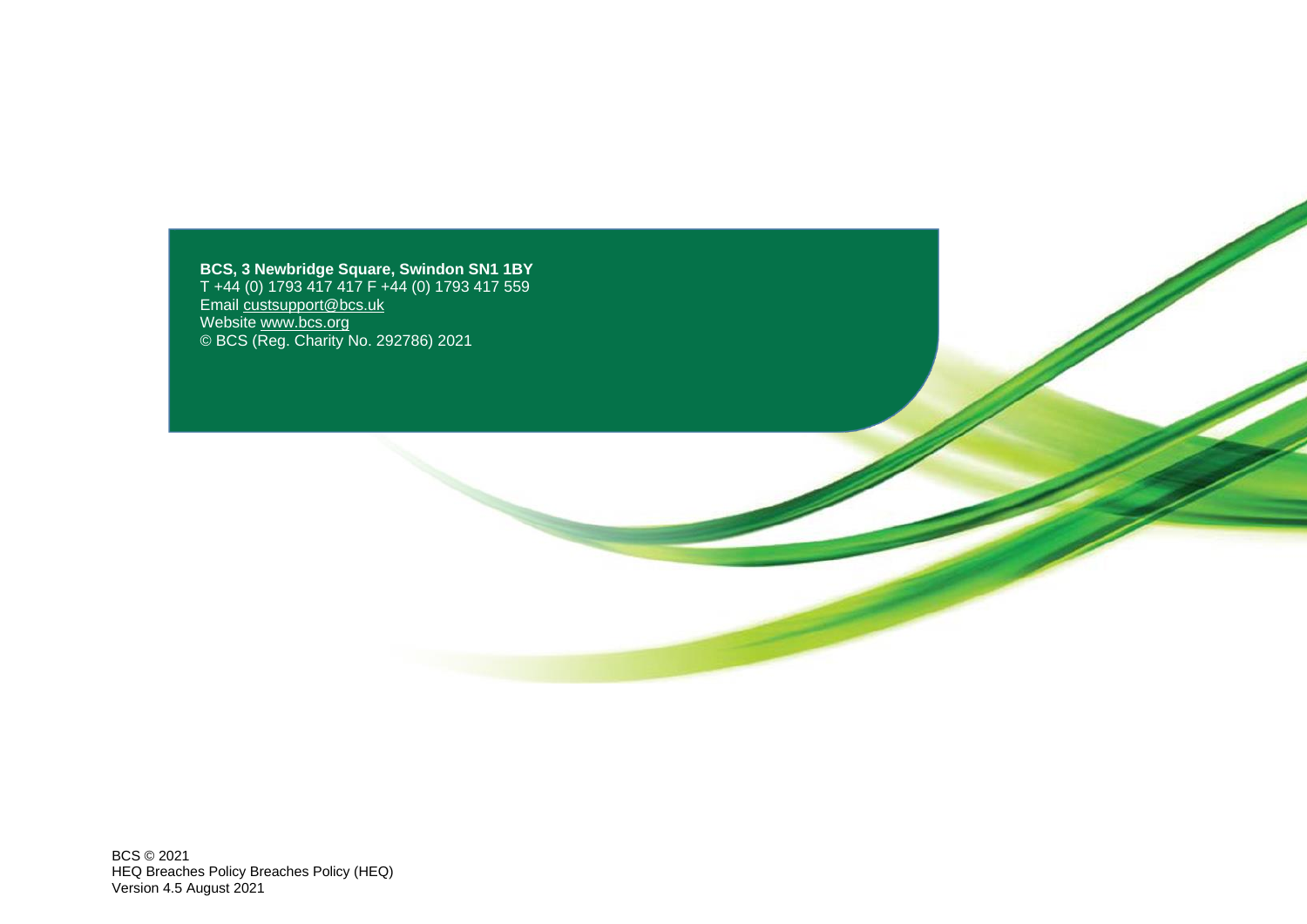**BCS, 3 Newbridge Square, Swindon SN1 1BY**
T +44 (0) 1793 417 417 F +44 (0) 1793 417 559
Email custsupport@bcs.uk
Website www.bcs.org
© BCS (Reg. Charity No. 292786) 2021